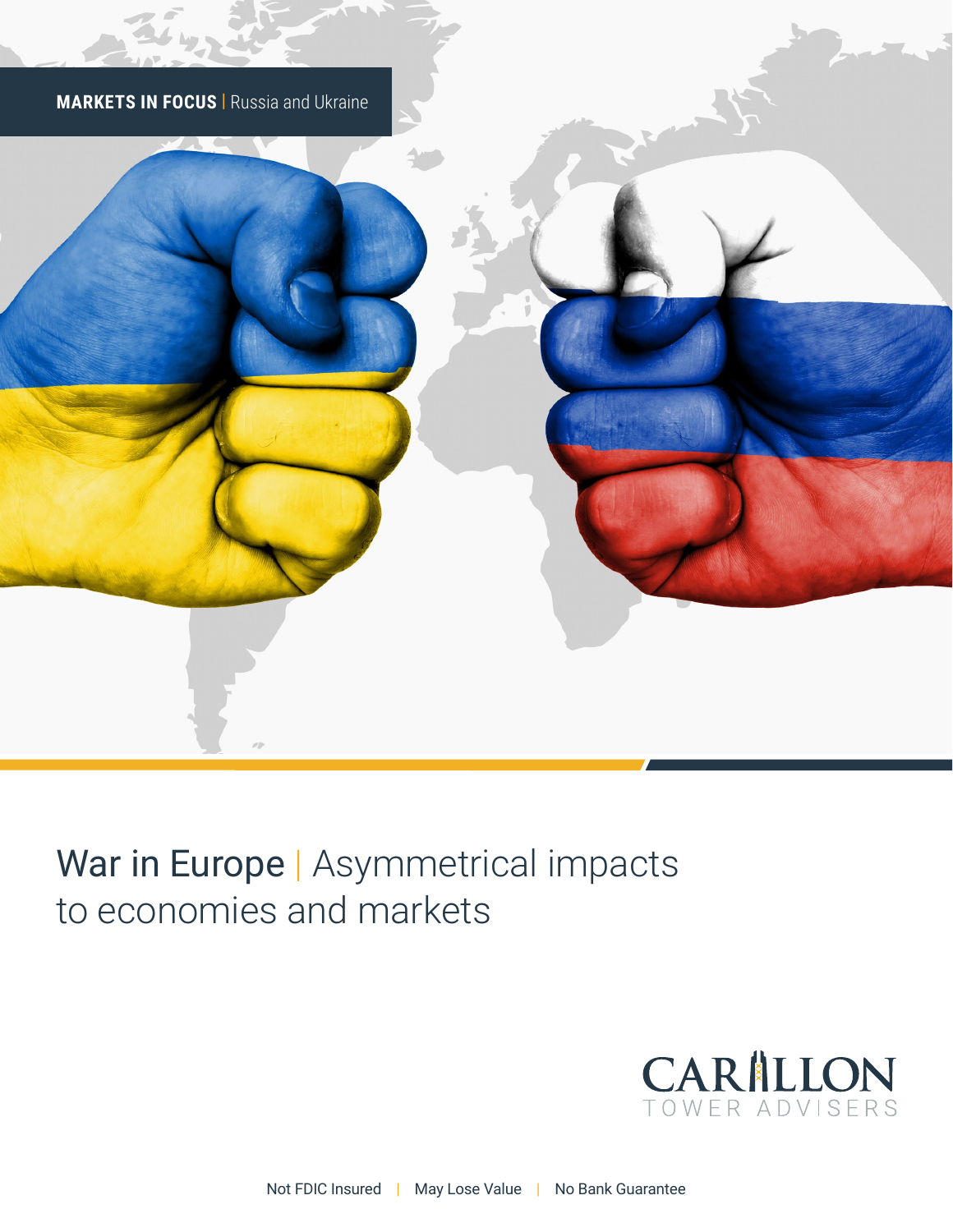**MARKETS IN FOCUS** | Russia and Ukraine

# War in Europe | Asymmetrical impacts to economies and markets

CARILLON
TOWER ADVISERS

Not FDIC Insured | May Lose Value | No Bank Guarantee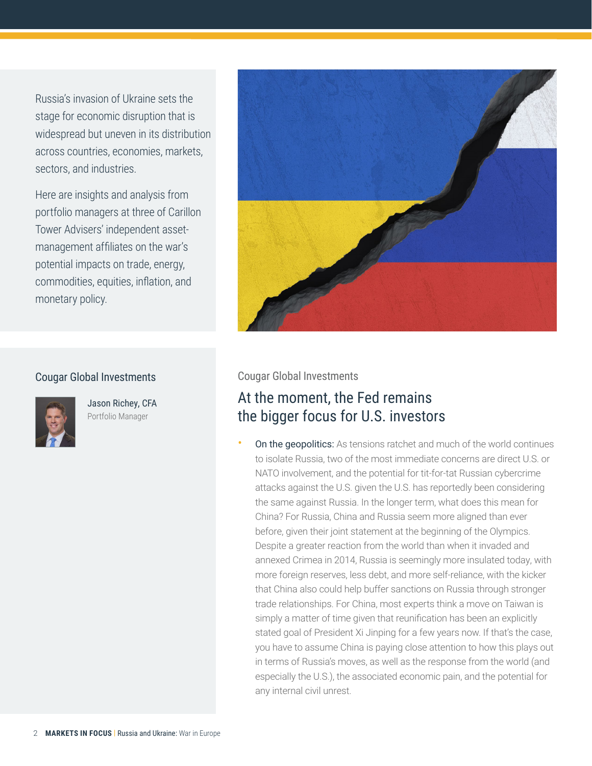Russia's invasion of Ukraine sets the stage for economic disruption that is widespread but uneven in its distribution across countries, economies, markets, sectors, and industries.

Here are insights and analysis from portfolio managers at three of Carillon Tower Advisers' independent asset-management affiliates on the war's potential impacts on trade, energy, commodities, equities, inflation, and monetary policy.

### Cougar Global Investments

Jason Richey, CFA
Portfolio Manager

Cougar Global Investments

## At the moment, the Fed remains the bigger focus for U.S. investors

- On the geopolitics: As tensions ratchet and much of the world continues to isolate Russia, two of the most immediate concerns are direct U.S. or NATO involvement, and the potential for tit-for-tat Russian cybercrime attacks against the U.S. given the U.S. has reportedly been considering the same against Russia. In the longer term, what does this mean for China? For Russia, China and Russia seem more aligned than ever before, given their joint statement at the beginning of the Olympics. Despite a greater reaction from the world than when it invaded and annexed Crimea in 2014, Russia is seemingly more insulated today, with more foreign reserves, less debt, and more self-reliance, with the kicker that China also could help buffer sanctions on Russia through stronger trade relationships. For China, most experts think a move on Taiwan is simply a matter of time given that reunification has been an explicitly stated goal of President Xi Jinping for a few years now. If that's the case, you have to assume China is paying close attention to how this plays out in terms of Russia's moves, as well as the response from the world (and especially the U.S.), the associated economic pain, and the potential for any internal civil unrest.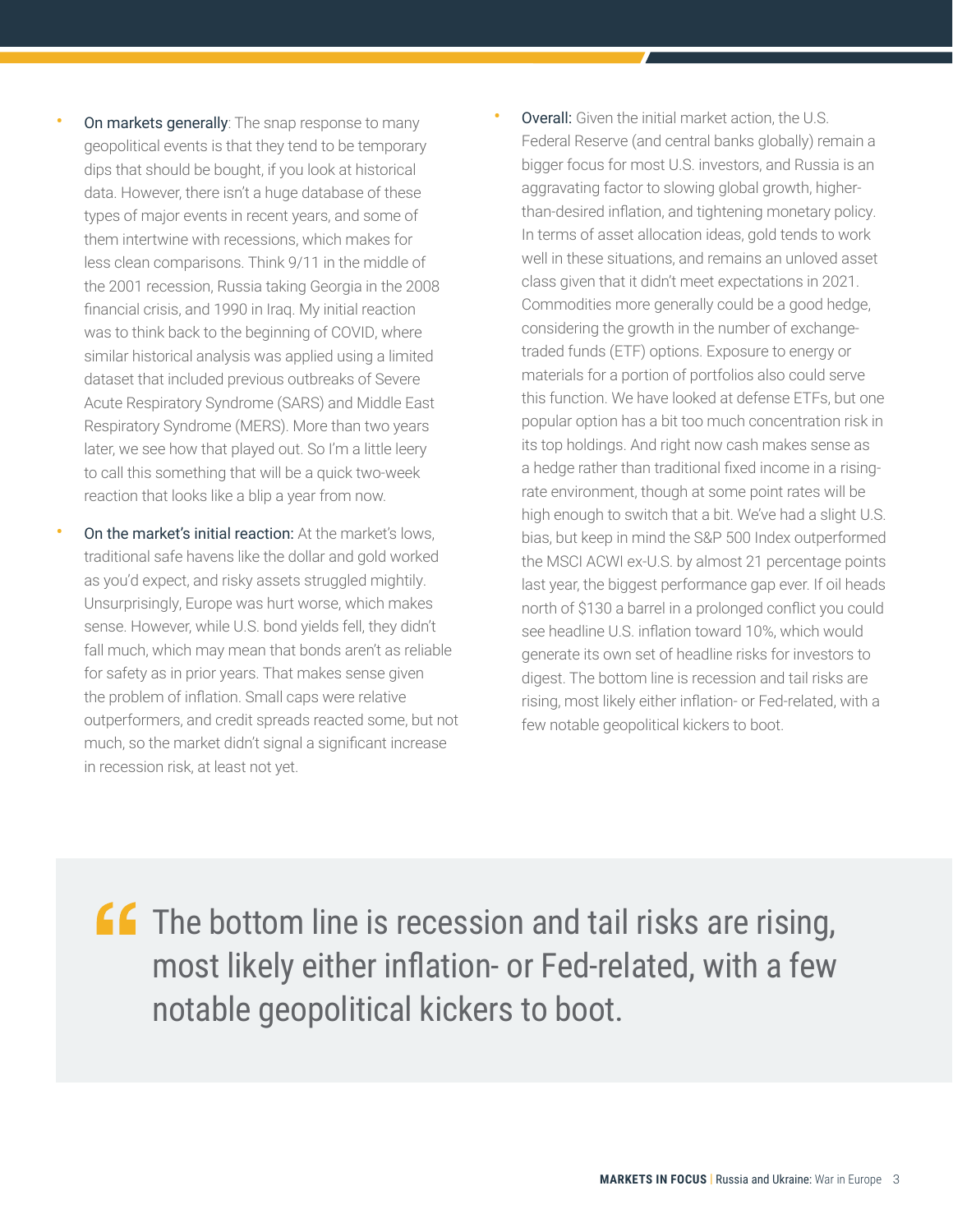- **On markets generally**: The snap response to many geopolitical events is that they tend to be temporary dips that should be bought, if you look at historical data. However, there isn't a huge database of these types of major events in recent years, and some of them intertwine with recessions, which makes for less clean comparisons. Think 9/11 in the middle of the 2001 recession, Russia taking Georgia in the 2008 financial crisis, and 1990 in Iraq. My initial reaction was to think back to the beginning of COVID, where similar historical analysis was applied using a limited dataset that included previous outbreaks of Severe Acute Respiratory Syndrome (SARS) and Middle East Respiratory Syndrome (MERS). More than two years later, we see how that played out. So I'm a little leery to call this something that will be a quick two-week reaction that looks like a blip a year from now.

- **On the market's initial reaction:** At the market's lows, traditional safe havens like the dollar and gold worked as you'd expect, and risky assets struggled mightily. Unsurprisingly, Europe was hurt worse, which makes sense. However, while U.S. bond yields fell, they didn't fall much, which may mean that bonds aren't as reliable for safety as in prior years. That makes sense given the problem of inflation. Small caps were relative outperformers, and credit spreads reacted some, but not much, so the market didn't signal a significant increase in recession risk, at least not yet.

- **Overall:** Given the initial market action, the U.S. Federal Reserve (and central banks globally) remain a bigger focus for most U.S. investors, and Russia is an aggravating factor to slowing global growth, higher-than-desired inflation, and tightening monetary policy. In terms of asset allocation ideas, gold tends to work well in these situations, and remains an unloved asset class given that it didn't meet expectations in 2021. Commodities more generally could be a good hedge, considering the growth in the number of exchange-traded funds (ETF) options. Exposure to energy or materials for a portion of portfolios also could serve this function. We have looked at defense ETFs, but one popular option has a bit too much concentration risk in its top holdings. And right now cash makes sense as a hedge rather than traditional fixed income in a rising-rate environment, though at some point rates will be high enough to switch that a bit. We've had a slight U.S. bias, but keep in mind the S&P 500 Index outperformed the MSCI ACWI ex-U.S. by almost 21 percentage points last year, the biggest performance gap ever. If oil heads north of $130 a barrel in a prolonged conflict you could see headline U.S. inflation toward 10%, which would generate its own set of headline risks for investors to digest. The bottom line is recession and tail risks are rising, most likely either inflation- or Fed-related, with a few notable geopolitical kickers to boot.

> "The bottom line is recession and tail risks are rising, most likely either inflation- or Fed-related, with a few notable geopolitical kickers to boot.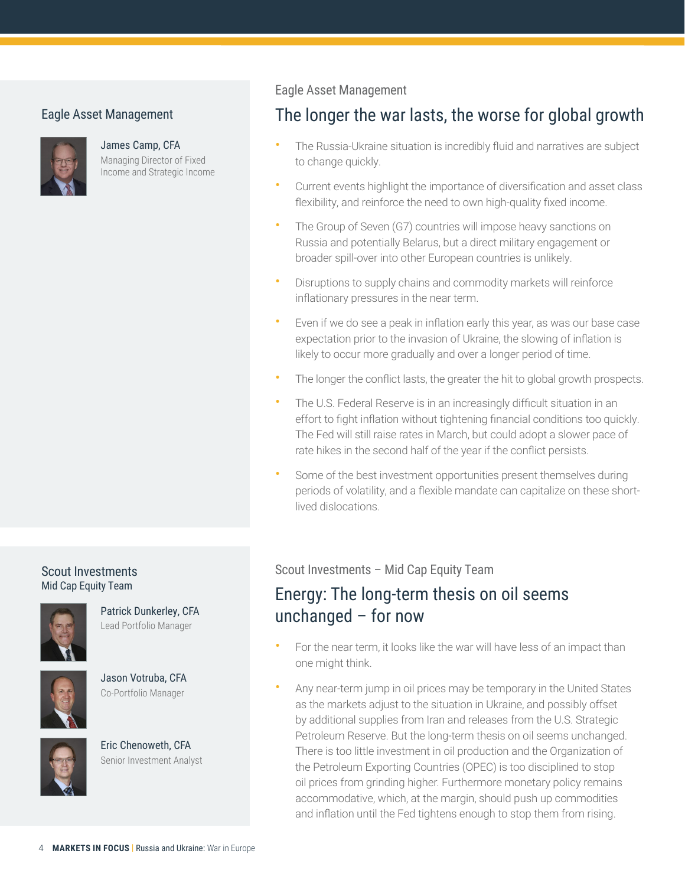## Eagle Asset Management

**James Camp, CFA**
Managing Director of Fixed Income and Strategic Income

Eagle Asset Management

# The longer the war lasts, the worse for global growth

- The Russia-Ukraine situation is incredibly fluid and narratives are subject to change quickly.
- Current events highlight the importance of diversification and asset class flexibility, and reinforce the need to own high-quality fixed income.
- The Group of Seven (G7) countries will impose heavy sanctions on Russia and potentially Belarus, but a direct military engagement or broader spill-over into other European countries is unlikely.
- Disruptions to supply chains and commodity markets will reinforce inflationary pressures in the near term.
- Even if we do see a peak in inflation early this year, as was our base case expectation prior to the invasion of Ukraine, the slowing of inflation is likely to occur more gradually and over a longer period of time.
- The longer the conflict lasts, the greater the hit to global growth prospects.
- The U.S. Federal Reserve is in an increasingly difficult situation in an effort to fight inflation without tightening financial conditions too quickly. The Fed will still raise rates in March, but could adopt a slower pace of rate hikes in the second half of the year if the conflict persists.
- Some of the best investment opportunities present themselves during periods of volatility, and a flexible mandate can capitalize on these short-lived dislocations.

## Scout Investments
Mid Cap Equity Team

**Patrick Dunkerley, CFA**
Lead Portfolio Manager

**Jason Votruba, CFA**
Co-Portfolio Manager

**Eric Chenoweth, CFA**
Senior Investment Analyst

Scout Investments – Mid Cap Equity Team

# Energy: The long-term thesis on oil seems unchanged – for now

- For the near term, it looks like the war will have less of an impact than one might think.
- Any near-term jump in oil prices may be temporary in the United States as the markets adjust to the situation in Ukraine, and possibly offset by additional supplies from Iran and releases from the U.S. Strategic Petroleum Reserve. But the long-term thesis on oil seems unchanged. There is too little investment in oil production and the Organization of the Petroleum Exporting Countries (OPEC) is too disciplined to stop oil prices from grinding higher. Furthermore monetary policy remains accommodative, which, at the margin, should push up commodities and inflation until the Fed tightens enough to stop them from rising.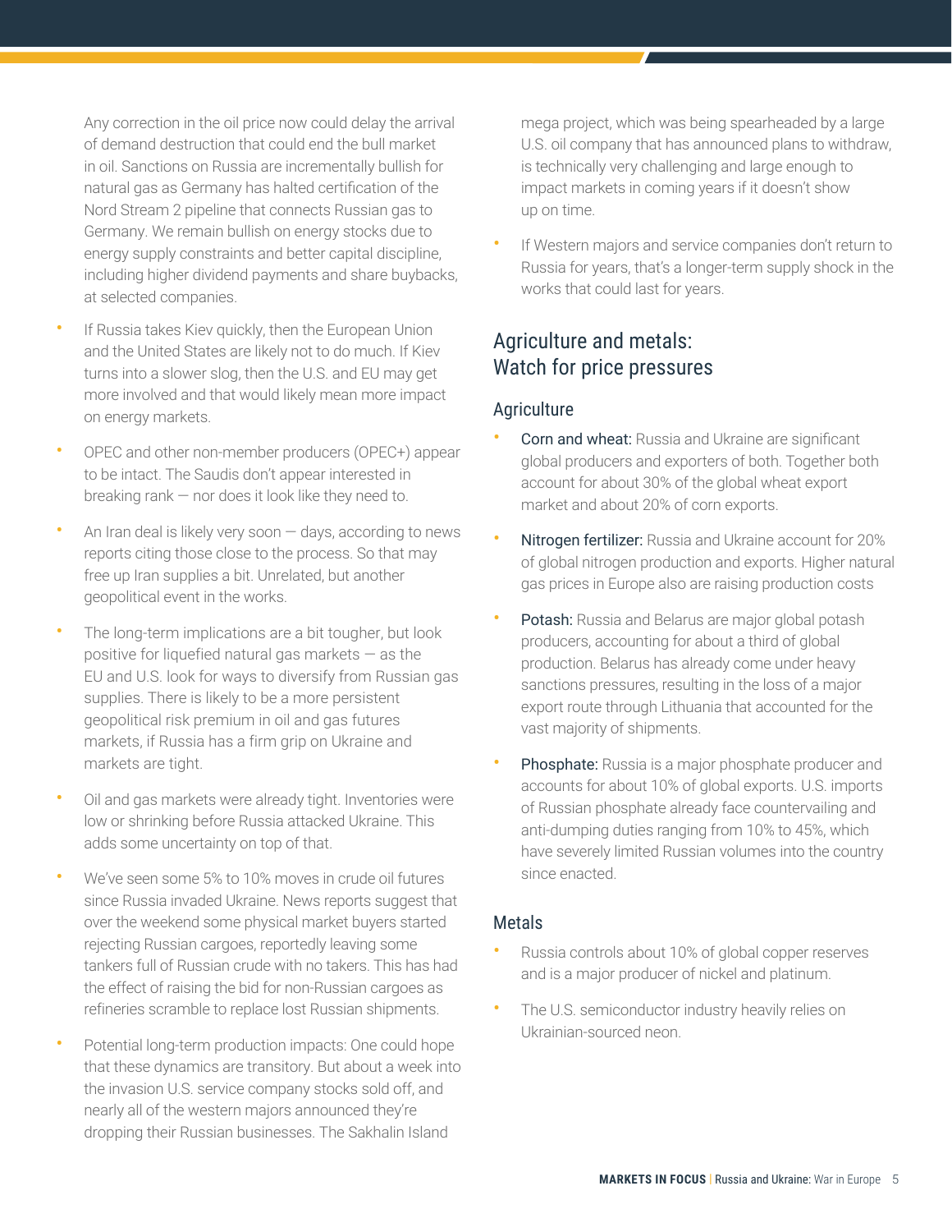Any correction in the oil price now could delay the arrival of demand destruction that could end the bull market in oil. Sanctions on Russia are incrementally bullish for natural gas as Germany has halted certification of the Nord Stream 2 pipeline that connects Russian gas to Germany. We remain bullish on energy stocks due to energy supply constraints and better capital discipline, including higher dividend payments and share buybacks, at selected companies.

- If Russia takes Kiev quickly, then the European Union and the United States are likely not to do much. If Kiev turns into a slower slog, then the U.S. and EU may get more involved and that would likely mean more impact on energy markets.
- OPEC and other non-member producers (OPEC+) appear to be intact. The Saudis don't appear interested in breaking rank — nor does it look like they need to.
- An Iran deal is likely very soon — days, according to news reports citing those close to the process. So that may free up Iran supplies a bit. Unrelated, but another geopolitical event in the works.
- The long-term implications are a bit tougher, but look positive for liquefied natural gas markets — as the EU and U.S. look for ways to diversify from Russian gas supplies. There is likely to be a more persistent geopolitical risk premium in oil and gas futures markets, if Russia has a firm grip on Ukraine and markets are tight.
- Oil and gas markets were already tight. Inventories were low or shrinking before Russia attacked Ukraine. This adds some uncertainty on top of that.
- We've seen some 5% to 10% moves in crude oil futures since Russia invaded Ukraine. News reports suggest that over the weekend some physical market buyers started rejecting Russian cargoes, reportedly leaving some tankers full of Russian crude with no takers. This has had the effect of raising the bid for non-Russian cargoes as refineries scramble to replace lost Russian shipments.
- Potential long-term production impacts: One could hope that these dynamics are transitory. But about a week into the invasion U.S. service company stocks sold off, and nearly all of the western majors announced they're dropping their Russian businesses. The Sakhalin Island mega project, which was being spearheaded by a large U.S. oil company that has announced plans to withdraw, is technically very challenging and large enough to impact markets in coming years if it doesn't show up on time.
- If Western majors and service companies don't return to Russia for years, that's a longer-term supply shock in the works that could last for years.

## Agriculture and metals: Watch for price pressures

### Agriculture

- Corn and wheat: Russia and Ukraine are significant global producers and exporters of both. Together both account for about 30% of the global wheat export market and about 20% of corn exports.
- Nitrogen fertilizer: Russia and Ukraine account for 20% of global nitrogen production and exports. Higher natural gas prices in Europe also are raising production costs
- Potash: Russia and Belarus are major global potash producers, accounting for about a third of global production. Belarus has already come under heavy sanctions pressures, resulting in the loss of a major export route through Lithuania that accounted for the vast majority of shipments.
- Phosphate: Russia is a major phosphate producer and accounts for about 10% of global exports. U.S. imports of Russian phosphate already face countervailing and anti-dumping duties ranging from 10% to 45%, which have severely limited Russian volumes into the country since enacted.

### Metals

- Russia controls about 10% of global copper reserves and is a major producer of nickel and platinum.
- The U.S. semiconductor industry heavily relies on Ukrainian-sourced neon.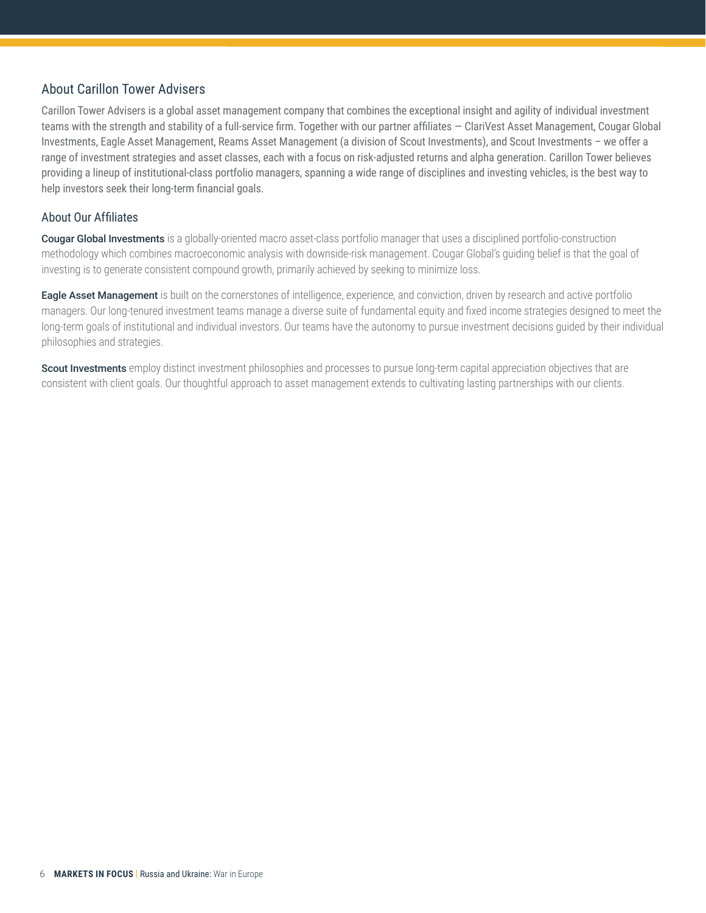## About Carillon Tower Advisers

Carillon Tower Advisers is a global asset management company that combines the exceptional insight and agility of individual investment teams with the strength and stability of a full-service firm. Together with our partner affiliates — ClariVest Asset Management, Cougar Global Investments, Eagle Asset Management, Reams Asset Management (a division of Scout Investments), and Scout Investments – we offer a range of investment strategies and asset classes, each with a focus on risk-adjusted returns and alpha generation. Carillon Tower believes providing a lineup of institutional-class portfolio managers, spanning a wide range of disciplines and investing vehicles, is the best way to help investors seek their long-term financial goals.

## About Our Affiliates

**Cougar Global Investments** is a globally-oriented macro asset-class portfolio manager that uses a disciplined portfolio-construction methodology which combines macroeconomic analysis with downside-risk management. Cougar Global's guiding belief is that the goal of investing is to generate consistent compound growth, primarily achieved by seeking to minimize loss.

**Eagle Asset Management** is built on the cornerstones of intelligence, experience, and conviction, driven by research and active portfolio managers. Our long-tenured investment teams manage a diverse suite of fundamental equity and fixed income strategies designed to meet the long-term goals of institutional and individual investors. Our teams have the autonomy to pursue investment decisions guided by their individual philosophies and strategies.

**Scout Investments** employ distinct investment philosophies and processes to pursue long-term capital appreciation objectives that are consistent with client goals. Our thoughtful approach to asset management extends to cultivating lasting partnerships with our clients.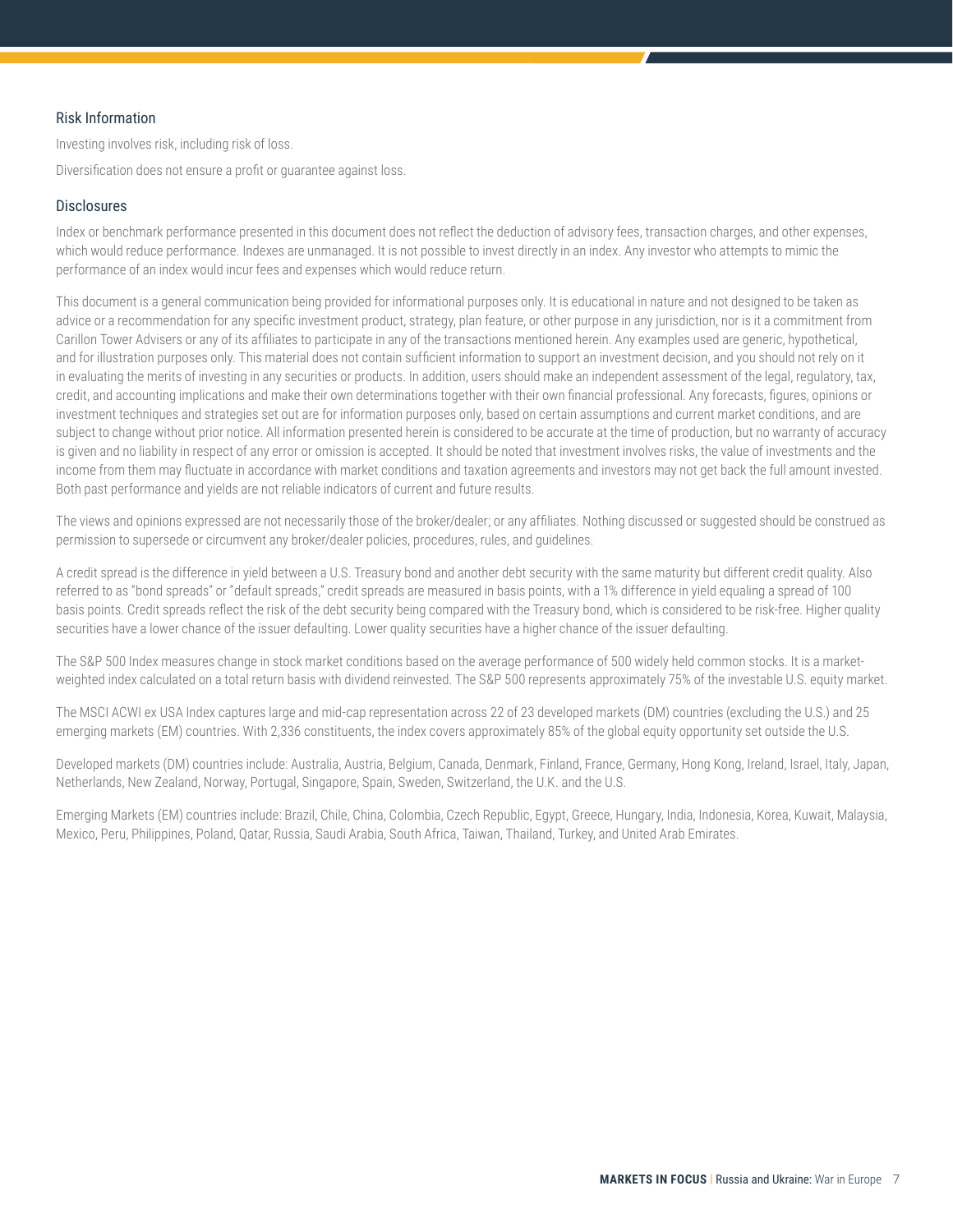## Risk Information

Investing involves risk, including risk of loss.

Diversification does not ensure a profit or guarantee against loss.

## Disclosures

Index or benchmark performance presented in this document does not reflect the deduction of advisory fees, transaction charges, and other expenses, which would reduce performance. Indexes are unmanaged. It is not possible to invest directly in an index. Any investor who attempts to mimic the performance of an index would incur fees and expenses which would reduce return.

This document is a general communication being provided for informational purposes only. It is educational in nature and not designed to be taken as advice or a recommendation for any specific investment product, strategy, plan feature, or other purpose in any jurisdiction, nor is it a commitment from Carillon Tower Advisers or any of its affiliates to participate in any of the transactions mentioned herein. Any examples used are generic, hypothetical, and for illustration purposes only. This material does not contain sufficient information to support an investment decision, and you should not rely on it in evaluating the merits of investing in any securities or products. In addition, users should make an independent assessment of the legal, regulatory, tax, credit, and accounting implications and make their own determinations together with their own financial professional. Any forecasts, figures, opinions or investment techniques and strategies set out are for information purposes only, based on certain assumptions and current market conditions, and are subject to change without prior notice. All information presented herein is considered to be accurate at the time of production, but no warranty of accuracy is given and no liability in respect of any error or omission is accepted. It should be noted that investment involves risks, the value of investments and the income from them may fluctuate in accordance with market conditions and taxation agreements and investors may not get back the full amount invested. Both past performance and yields are not reliable indicators of current and future results.

The views and opinions expressed are not necessarily those of the broker/dealer; or any affiliates. Nothing discussed or suggested should be construed as permission to supersede or circumvent any broker/dealer policies, procedures, rules, and guidelines.

A credit spread is the difference in yield between a U.S. Treasury bond and another debt security with the same maturity but different credit quality. Also referred to as "bond spreads" or "default spreads," credit spreads are measured in basis points, with a 1% difference in yield equaling a spread of 100 basis points. Credit spreads reflect the risk of the debt security being compared with the Treasury bond, which is considered to be risk-free. Higher quality securities have a lower chance of the issuer defaulting. Lower quality securities have a higher chance of the issuer defaulting.

The S&P 500 Index measures change in stock market conditions based on the average performance of 500 widely held common stocks. It is a market-weighted index calculated on a total return basis with dividend reinvested. The S&P 500 represents approximately 75% of the investable U.S. equity market.

The MSCI ACWI ex USA Index captures large and mid-cap representation across 22 of 23 developed markets (DM) countries (excluding the U.S.) and 25 emerging markets (EM) countries. With 2,336 constituents, the index covers approximately 85% of the global equity opportunity set outside the U.S.

Developed markets (DM) countries include: Australia, Austria, Belgium, Canada, Denmark, Finland, France, Germany, Hong Kong, Ireland, Israel, Italy, Japan, Netherlands, New Zealand, Norway, Portugal, Singapore, Spain, Sweden, Switzerland, the U.K. and the U.S.

Emerging Markets (EM) countries include: Brazil, Chile, China, Colombia, Czech Republic, Egypt, Greece, Hungary, India, Indonesia, Korea, Kuwait, Malaysia, Mexico, Peru, Philippines, Poland, Qatar, Russia, Saudi Arabia, South Africa, Taiwan, Thailand, Turkey, and United Arab Emirates.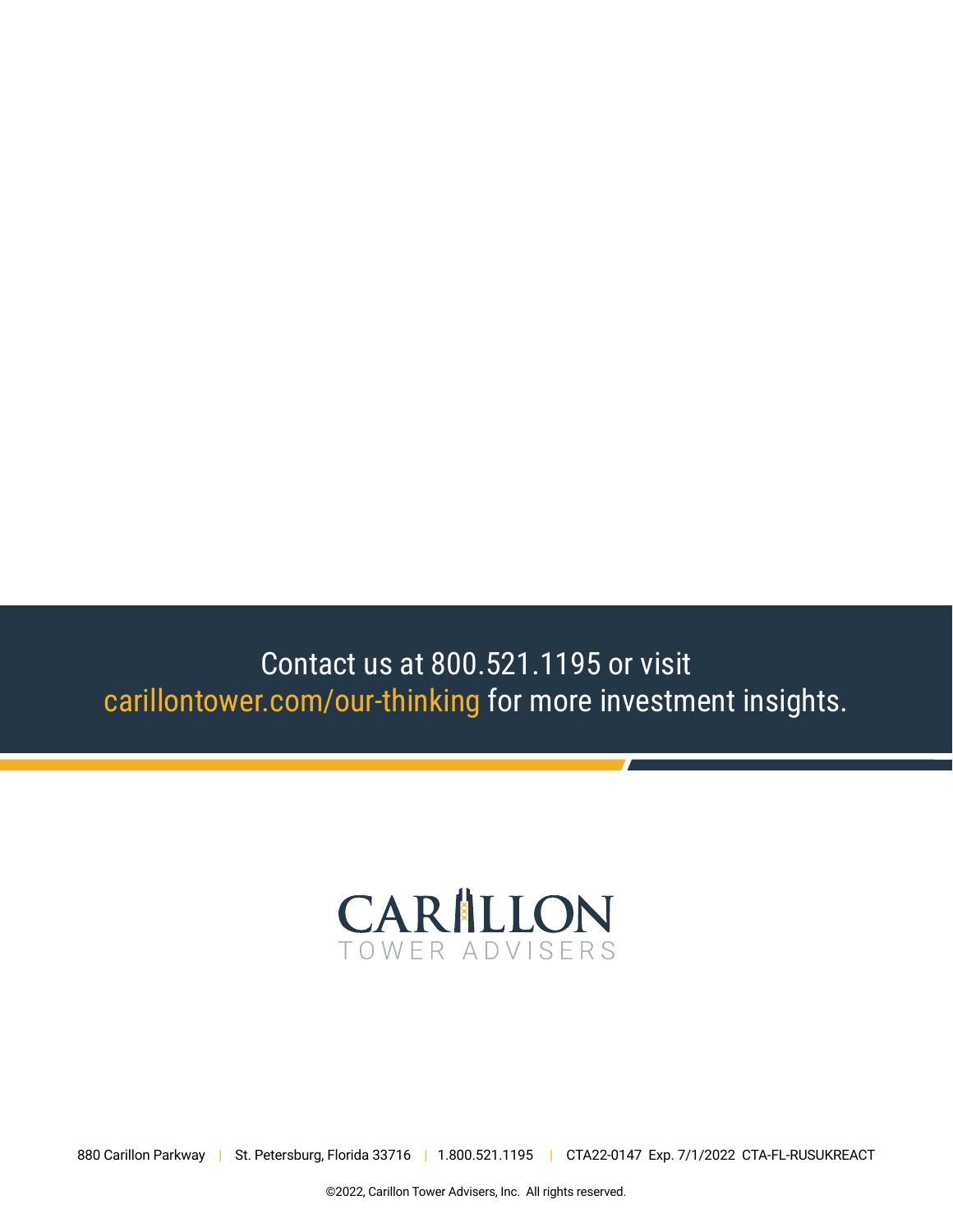Contact us at 800.521.1195 or visit carillontower.com/our-thinking for more investment insights.

CARILLON
TOWER ADVISERS

880 Carillon Parkway | St. Petersburg, Florida 33716 | 1.800.521.1195 | CTA22-0147 Exp. 7/1/2022 CTA-FL-RUSUKREACT

©2022, Carillon Tower Advisers, Inc. All rights reserved.